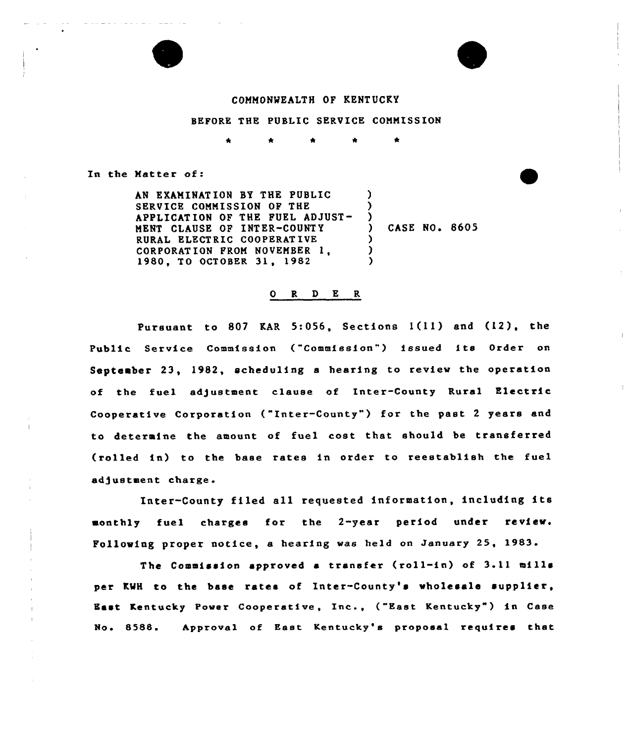COMMONWEALTH OF KENTUCKY

BEFORE THE PUBLIC SERVICE COMMISSION

\* \* \* \* \*

In the Matter of:

AN EXAMINATION BY THE PUBLIC SERVICE COMMISSION OF THE APPLICATION OF THE FUEL ADJUSTMENT CLAUSE OF INTER-COUNTY RURAL ELECTRIC COOPERATIVE CORPORATION FROM NOVEMBER 1, 1980, TO OCTOBER 31, 1982 ) CASE NO. 8605

## O R D E R

Pursuant to 807 KAR 5:056, Sections 1(11) and (12), the Public Service Commission ("Commission") issued its Order on September 23, 1982, scheduling a hearing to review the operation of the fuel adjustment clause of Inter-County Rural Electric Cooperative Corporation ("Inter-County") for the past 2 years and to determine the amount of fuel cost that should be transferred (rolled in) to the base rates in order to reestablish the fuel adjustment charge.

Inter-County filed all requested information, including its monthly fuel charges for the 2-year period under review. Following proper notice, a hearing was held on January 25, 1983.

The Commission approved a transfer (roll-in) of 3.11 mills per KWH to the base rates of Inter-County's wholesale supplier, East Kentucky Power Cooperative, Inc., ("East Kentucky") in Case No. 8588. Approval of East Kentucky's proposal requires that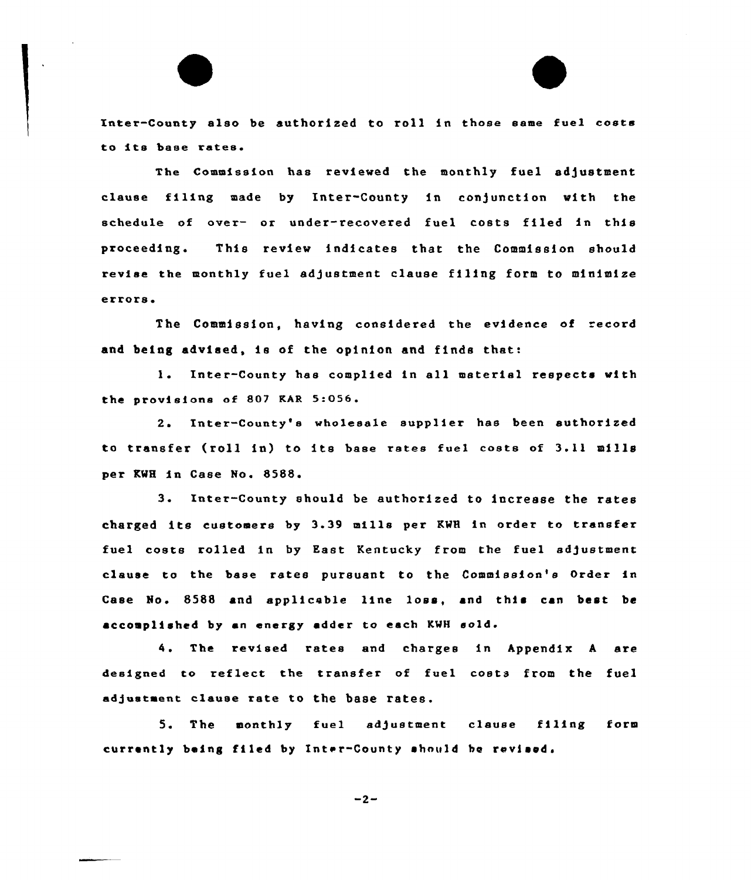Inter-County also be authorized to roll in those same fuel costs to its base rates.

The Commission has reviewed the monthly fuel adjustment clause filing made by Inter-County in conjunction with the schedule of over- or under-recovered fuel costs filed in this proceeding. This review indicates that the Commission should revise the monthly fuel adjustment clause filing form to minimize errors.

The Commission, having considered the evidence of record and being advised, is of the opinion and finds that:

1. Inter-County has complied in all material respects with the provisions of 807 KAR 5:056.

2. Inter-County's wholesale supplier has been authorized to transfer (roll in) to its base rates fuel costs of 3.11 mills per KWH in Case No. 8588.

3. Inter-County should be authorized to increase the rates charged its customers by 3.39 mills per KWH in order to transfer fuel costs rolled in by East Kentucky from the fuel adjustment clause to the base rates pursuant to the Commission's Order in Case No. 8588 and applicable line loss, and this can best be accomplished by an energy adder to each KWH sold.

4. The revised rates and charges in Appendix A are designed to reflect the transfer of fuel costs from the fuel adjustment clause rate to the base rates.

5. The monthly fuel adjustment clause filing form currently being filed by Inter-County should be revised.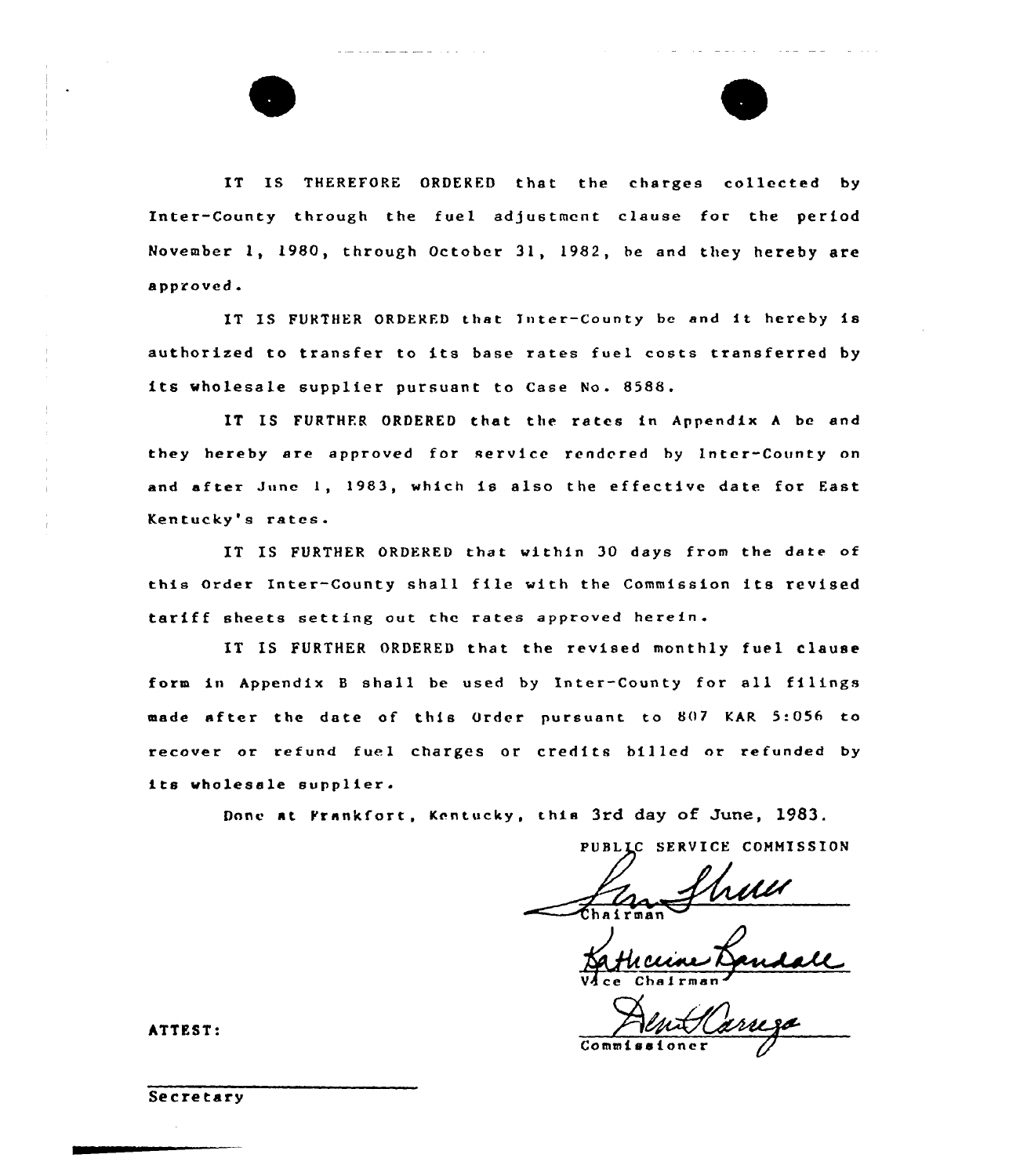IT IS THEREFORE ORDERED that the charges collected by Inter-County through the fuel adjustment clause for the period November 1, 1980, through October 31, 1982, be and they hereby are approved.

IT IS FURTHER ORDERED that Inter-County be and it hereby is authorized to transfer to its base rates fuel costs transferred by its wholesale supplier pursuant to Case No. 8588.

IT IS FURTHER ORDERED that the rates in Appendix A be and they hereby are approved for service rendered by Inter-County on and after June 1, 1983, which is also the effective date for East Kentucky's rates.

IT IS FURTHER ORDERED that within 30 days from the date of this Order Inter-County shall file with the Commission its revised tariff sheets setting out the rates approved herein.

IT IS FURTHER ORDERED that the revised monthly fuel clause form in Appendix B shall be used by Inter-County for all filings made after the date of this Order pursuant to 807 KAR 5:056 to recover or refund fuel charges or credits billed or refunded by its wholesale supplier.

Done at Frankfort, Kentucky, this 3rd day of June, 1983.

PUBLIC SERVICE COMMISSION

Chairman

Vice Chairman

Commissioner

ATTEST:

Secretary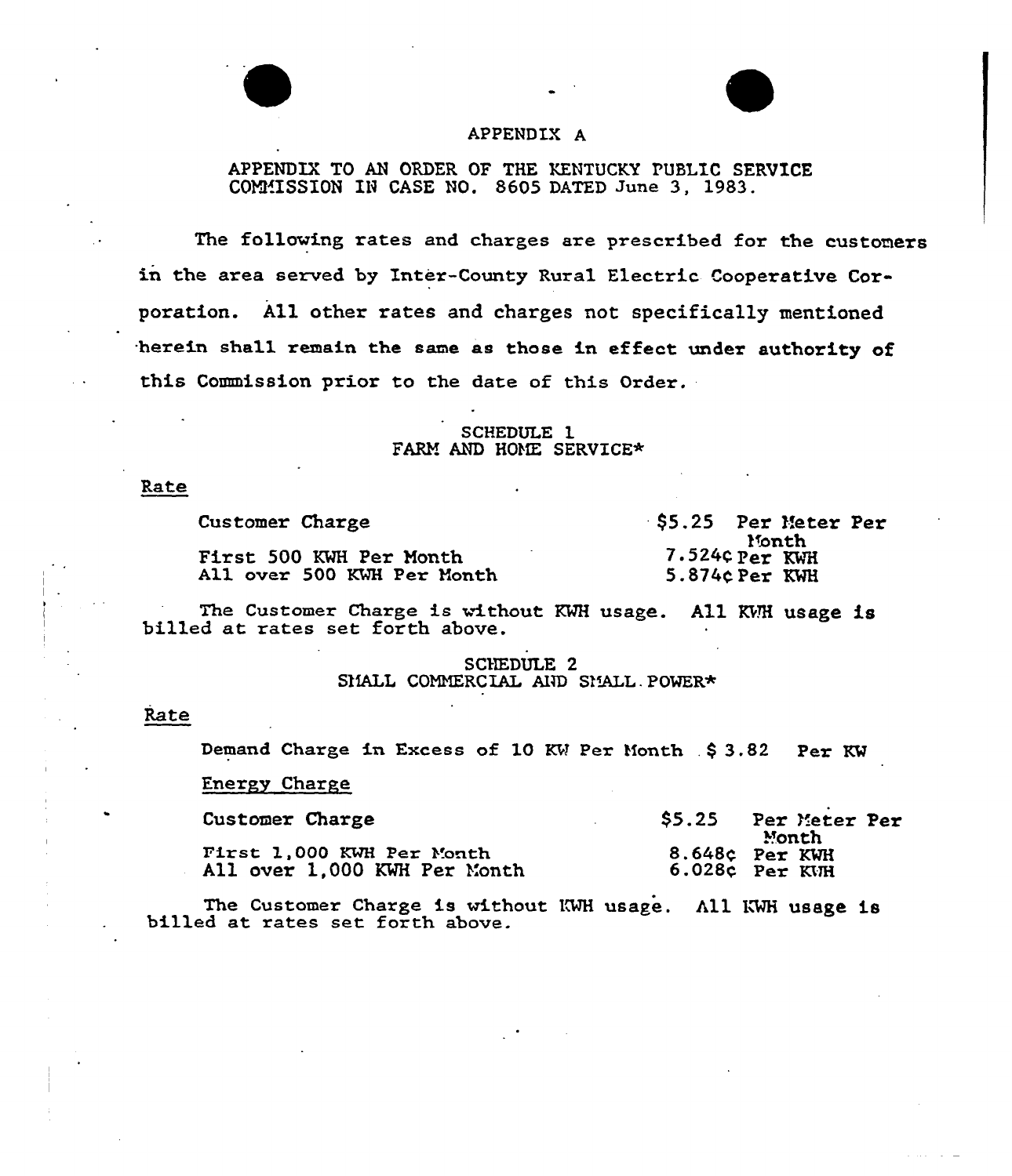# APPENDIX A

APPENDIX TO AN ORDER OF THE KENTUCKY PUBLIC SERVICE COMMISSION IN CASE NO. 8605 DATED June 3, 1983.

The following rates and charges are prescribed for the customers in the area served by Inter-County Rural Electric Cooperative Corporation. All other rates and charges not specifically mentioned herein shall remain the same as those in effect under authority of this Commission prior to the date of this Order.

## SCHEDULE 1
## FARM AND HOME SERVICE*

Rate

| | |
|---|---|
| Customer Charge | $5.25 Per Meter Per Month |
| First 500 KWH Per Month | 7.524¢ Per KWH |
| All over 500 KWH Per Month | 5.874¢ Per KWH |

The Customer Charge is without KWH usage. All KWH usage is billed at rates set forth above.

## SCHEDULE 2
## SMALL COMMERCIAL AND SMALL POWER*

Rate

Demand Charge in Excess of 10 KW Per Month $ 3.82 Per KW

Energy Charge

| | |
|---|---|
| Customer Charge | $5.25 Per Meter Per Month |
| First 1,000 KWH Per Month | 8.648¢ Per KWH |
| All over 1,000 KWH Per Month | 6.028¢ Per KWH |

The Customer Charge is without KWH usage. All KWH usage is billed at rates set forth above.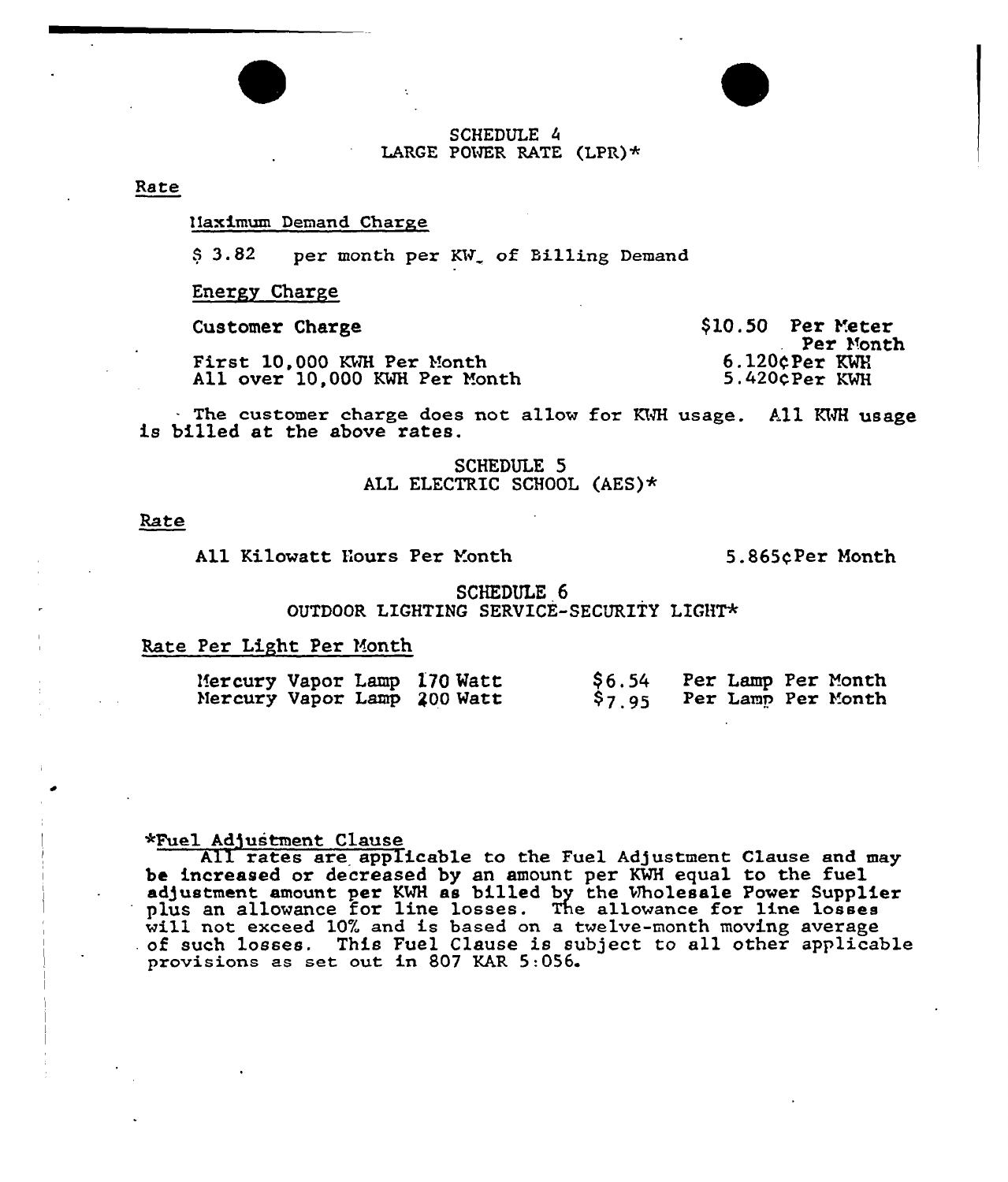## SCHEDULE 4
## LARGE POWER RATE (LPR)*

Rate

Maximum Demand Charge

$ 3.82 per month per KW of Billing Demand

Energy Charge

| | |
|---|---|
| Customer Charge | $10.50 Per Meter Per Month |
| First 10,000 KWH Per Month | 6.120¢ Per KWH |
| All over 10,000 KWH Per Month | 5.420¢ Per KWH |

The customer charge does not allow for KWH usage. All KWH usage is billed at the above rates.

## SCHEDULE 5
## ALL ELECTRIC SCHOOL (AES)*

Rate

| | |
|---|---|
| All Kilowatt Hours Per Month | 5.865¢ Per Month |

## SCHEDULE 6
## OUTDOOR LIGHTING SERVICE-SECURITY LIGHT*

Rate Per Light Per Month

| | | |
|---|---|---|
| Mercury Vapor Lamp 170 Watt | $6.54 | Per Lamp Per Month |
| Mercury Vapor Lamp 200 Watt | $7.95 | Per Lamp Per Month |

*Fuel Adjustment Clause

All rates are applicable to the Fuel Adjustment Clause and may be increased or decreased by an amount per KWH equal to the fuel adjustment amount per KWH as billed by the Wholesale Power Supplier plus an allowance for line losses. The allowance for line losses will not exceed 10% and is based on a twelve-month moving average of such losses. This Fuel Clause is subject to all other applicable provisions as set out in 807 KAR 5:056.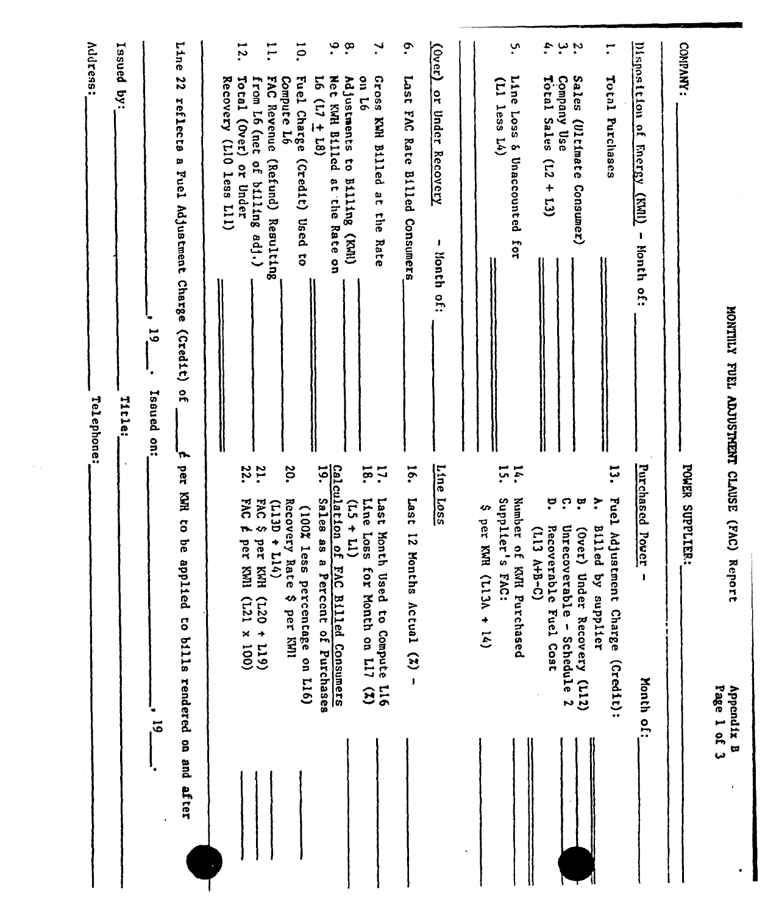# MONTHLY FUEL ADJUSTMENT CLAUSE (FAC) Report

Appendix B
Page 1 of 3

COMPANY: ______________________ POWER SUPPLIER: ______________________

**Disposition of Energy (KWH) - Month of: ______**

1. Total Purchases ______
2. Sales (Ultimate Consumer) ______
3. Company Use ______
4. Total Sales (L2 + L3) ______
5. Line Loss & Unaccounted for (L1 less L4) ______

**(Over) or Under Recovery - Month of: ______**

6. Last FAC Rate Billed Consumers ______
7. Gross KWH Billed at the Rate on L6 ______
8. Adjustments to Billing (KWH) ______
9. Net KWH Billed at the Rate on L6 (L7 ± L8) ______
10. Fuel Charge (Credit) Used to Compute L6 ______
11. FAC Revenue (Refund) Resulting from L6 (net of billing adj.) ______
12. Total (Over) or Under Recovery (L10 less L11) ______

**Purchased Power - Month of: ______**

13. Fuel Adjustment Charge (Credit):
    - A. Billed by supplier ______
    - B. (Over) Under Recovery (L12) ______
    - C. Unrecoverable - Schedule 2 ______
    - D. Recoverable Fuel Cost (L13 A+B-C) ______
14. Number of KWH Purchased ______
15. Supplier's FAC: $ per KWH (L13A ÷ 14) ______

**Line Loss**

16. Last 12 Months Actual (%) - ______
17. Last Month Used to Compute L16 ______
18. Line Loss for Month on L17 (%) (L5 ÷ L1) ______

**Calculation of FAC Billed Consumers**

19. Sales as a Percent of Purchases (100% less percentage on L16) ______
20. Recovery Rate $ per KWH (L13D ÷ L14) ______
21. FAC $ per KWH (L20 ÷ L19) ______
22. FAC ¢ per KWH (L21 x 100) ______

Line 22 reflects a Fuel Adjustment Charge (Credit) of ______ ¢ per KWH to be applied to bills rendered on and after ______, 19___.

Issued on: ______, 19___.

Issued by: ______________________ Title: ______________________

Address: ______________________ Telephone: ______________________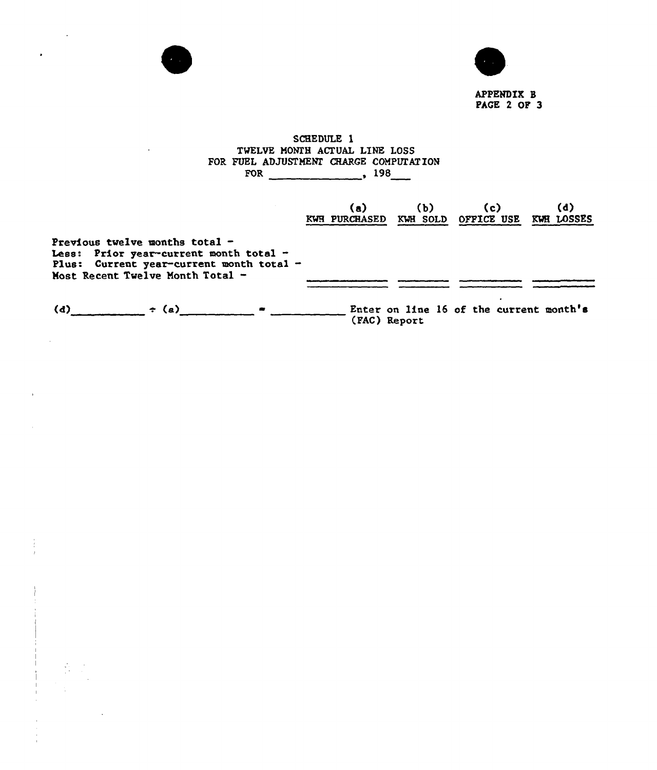APPENDIX B
PAGE 2 OF 3

SCHEDULE 1
TWELVE MONTH ACTUAL LINE LOSS
FOR FUEL ADJUSTMENT CHARGE COMPUTATION
FOR ______________, 198___

| | (a) KWH PURCHASED | (b) KWH SOLD | (c) OFFICE USE | (d) KWH LOSSES |
|---|---|---|---|---|
| Previous twelve months total - | | | | |
| Less: Prior year-current month total - | | | | |
| Plus: Current year-current month total - | | | | |
| Most Recent Twelve Month Total - | | | | |

(d)__________ ÷ (a)__________ = __________ Enter on line 16 of the current month's (FAC) Report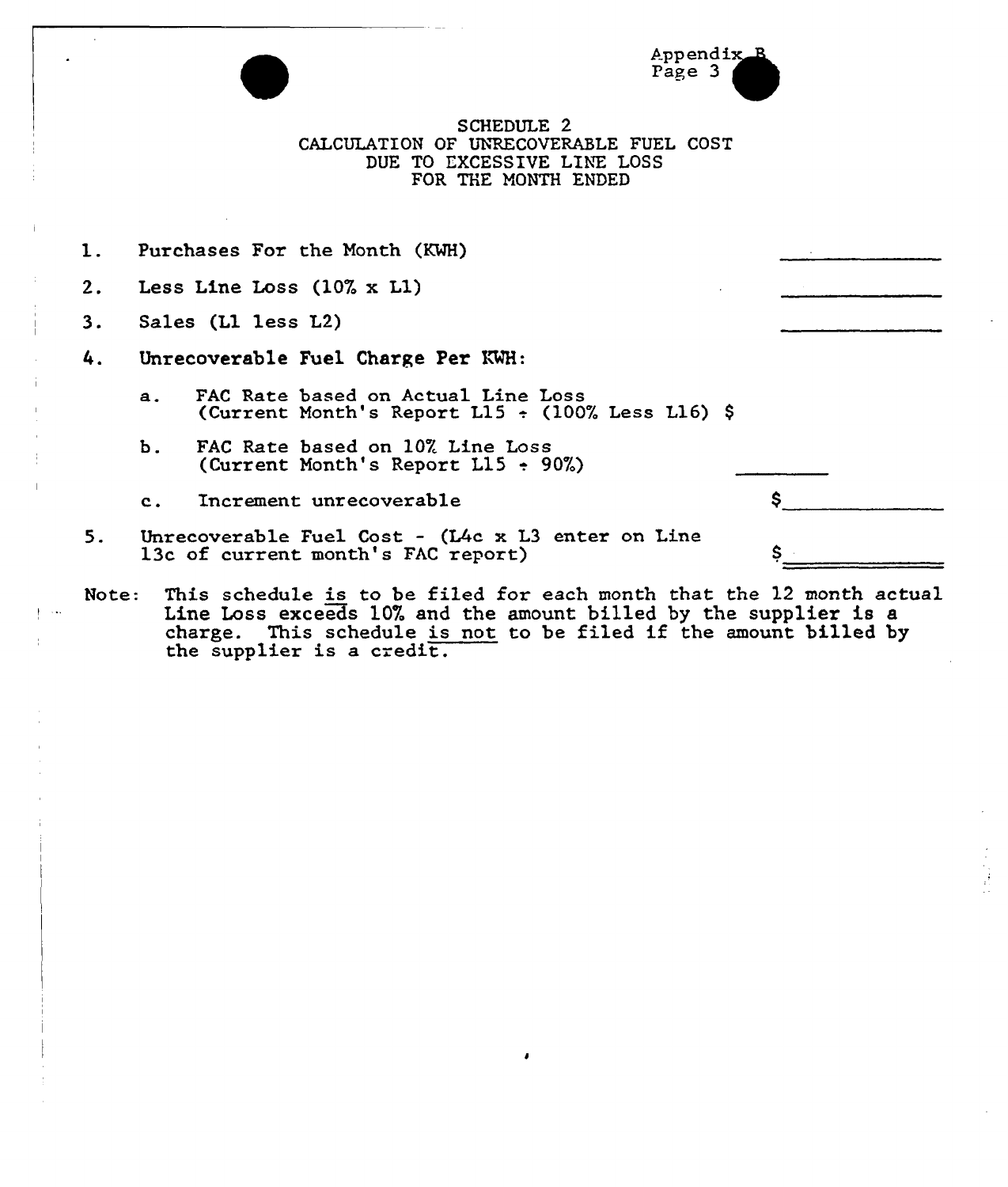Appendix B
Page 3

## SCHEDULE 2
## CALCULATION OF UNRECOVERABLE FUEL COST DUE TO EXCESSIVE LINE LOSS FOR THE MONTH ENDED

1. Purchases For the Month (KWH) \_\_\_\_\_\_\_\_\_\_\_\_

2. Less Line Loss (10% x L1) \_\_\_\_\_\_\_\_\_\_\_\_

3. Sales (L1 less L2) \_\_\_\_\_\_\_\_\_\_\_\_

4. Unrecoverable Fuel Charge Per KWH:

   a. FAC Rate based on Actual Line Loss (Current Month's Report L15 ÷ (100% Less L16) $

   b. FAC Rate based on 10% Line Loss (Current Month's Report L15 ÷ 90%) \_\_\_\_\_\_\_\_

   c. Increment unrecoverable $\_\_\_\_\_\_\_\_\_\_\_\_

5. Unrecoverable Fuel Cost - (L4c x L3 enter on Line 13c of current month's FAC report) $\_\_\_\_\_\_\_\_\_\_\_\_

Note: This schedule <u>is</u> to be filed for each month that the 12 month actual Line Loss exceeds 10% and the amount billed by the supplier is a charge. This schedule <u>is not</u> to be filed if the amount billed by the supplier is a credit.